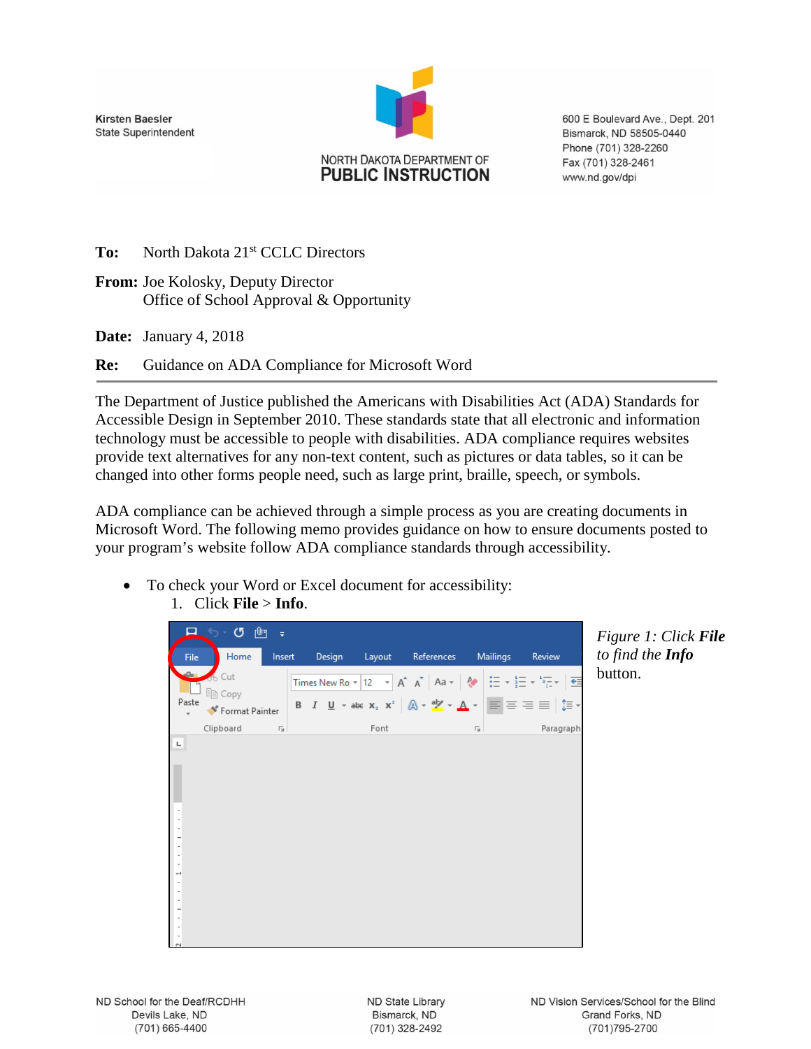Kirsten Baesler
State Superintendent

NORTH DAKOTA DEPARTMENT OF
**PUBLIC INSTRUCTION**

600 E Boulevard Ave., Dept. 201
Bismarck, ND 58505-0440
Phone (701) 328-2260
Fax (701) 328-2461
www.nd.gov/dpi

**To:** North Dakota 21st CCLC Directors

**From:** Joe Kolosky, Deputy Director
Office of School Approval & Opportunity

**Date:** January 4, 2018

**Re:** Guidance on ADA Compliance for Microsoft Word

---

The Department of Justice published the Americans with Disabilities Act (ADA) Standards for Accessible Design in September 2010. These standards state that all electronic and information technology must be accessible to people with disabilities. ADA compliance requires websites provide text alternatives for any non-text content, such as pictures or data tables, so it can be changed into other forms people need, such as large print, braille, speech, or symbols.

ADA compliance can be achieved through a simple process as you are creating documents in Microsoft Word. The following memo provides guidance on how to ensure documents posted to your program's website follow ADA compliance standards through accessibility.

- To check your Word or Excel document for accessibility:
  1. Click **File** > **Info**.

*Figure 1: Click* ***File*** *to find the* ***Info*** button.

ND School for the Deaf/RCDHH
Devils Lake, ND
(701) 665-4400

ND State Library
Bismarck, ND
(701) 328-2492

ND Vision Services/School for the Blind
Grand Forks, ND
(701)795-2700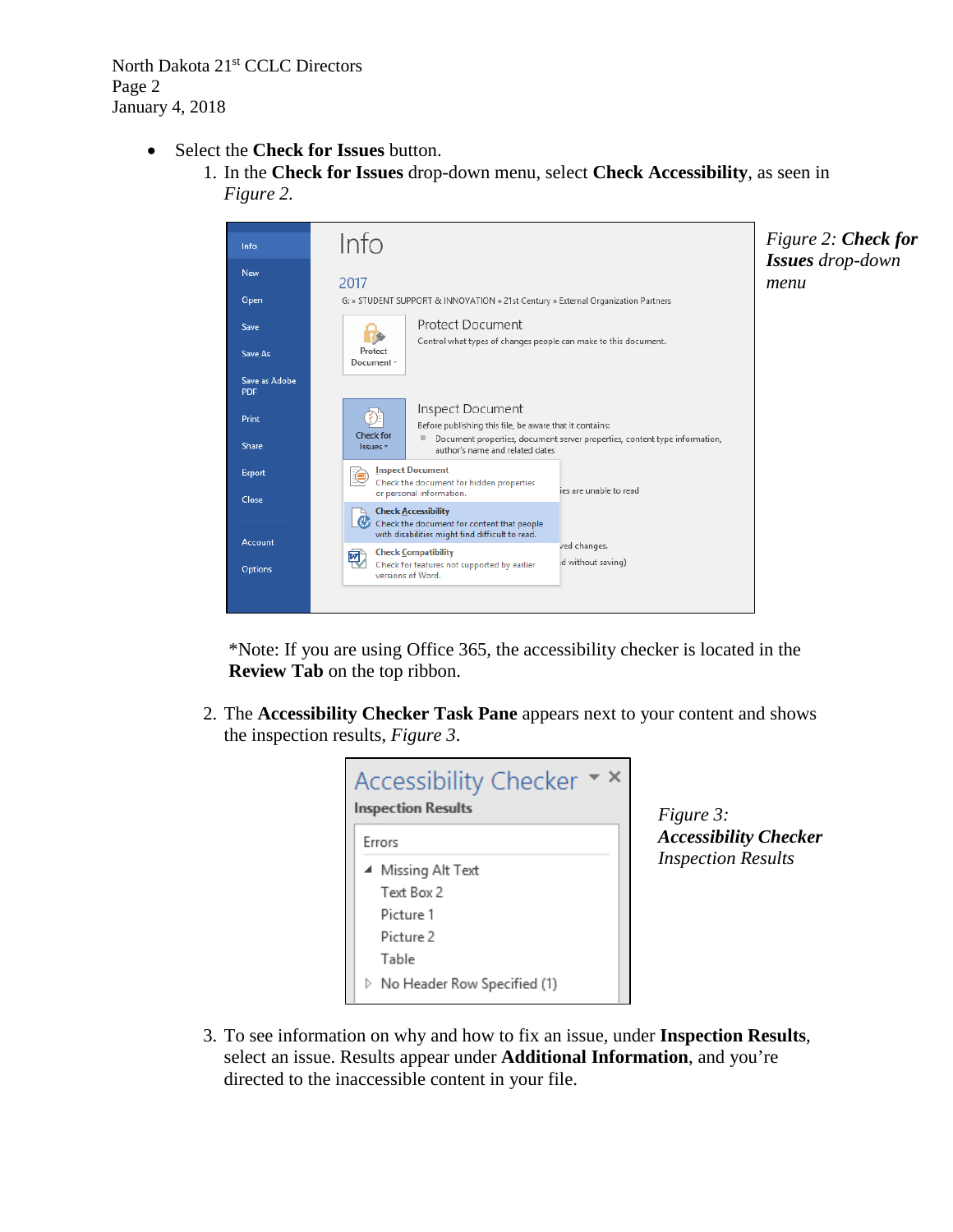- Select the **Check for Issues** button.

1. In the **Check for Issues** drop-down menu, select **Check Accessibility**, as seen in *Figure 2.*

*Figure 2: **Check for Issues** drop-down menu*

*Note: If you are using Office 365, the accessibility checker is located in the **Review Tab** on the top ribbon.

2. The **Accessibility Checker Task Pane** appears next to your content and shows the inspection results, *Figure 3*.

*Figure 3: **Accessibility Checker** Inspection Results*

3. To see information on why and how to fix an issue, under **Inspection Results**, select an issue. Results appear under **Additional Information**, and you're directed to the inaccessible content in your file.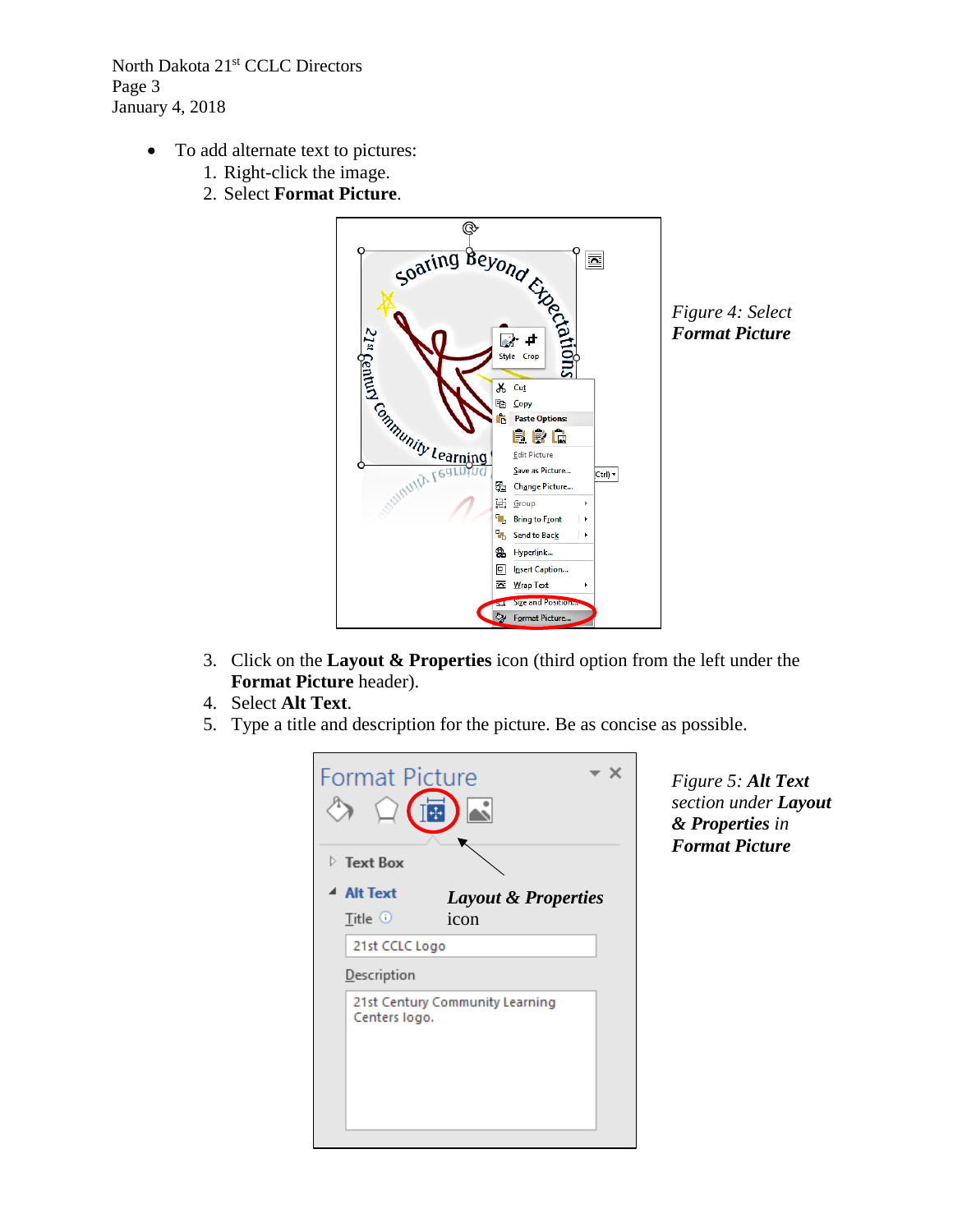- To add alternate text to pictures:
  1. Right-click the image.
  2. Select **Format Picture**.

*Figure 4: Select **Format Picture***

3. Click on the **Layout & Properties** icon (third option from the left under the **Format Picture** header).
4. Select **Alt Text**.
5. Type a title and description for the picture. Be as concise as possible.

*Figure 5: **Alt Text** section under **Layout & Properties** in **Format Picture***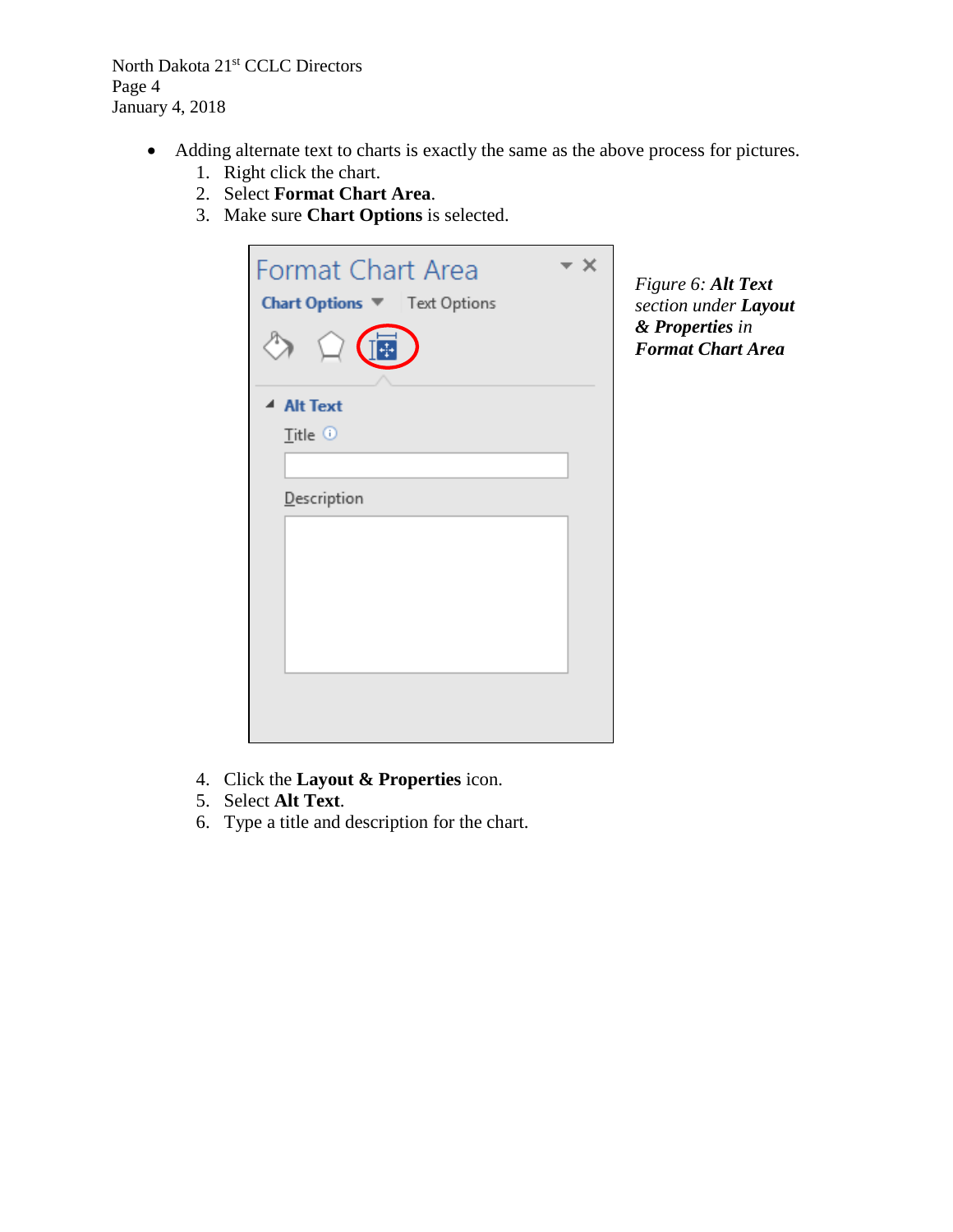- Adding alternate text to charts is exactly the same as the above process for pictures.
    1. Right click the chart.
    2. Select **Format Chart Area**.
    3. Make sure **Chart Options** is selected.

*Figure 6: **Alt Text** section under **Layout & Properties** in **Format Chart Area***

4. Click the **Layout & Properties** icon.
5. Select **Alt Text**.
6. Type a title and description for the chart.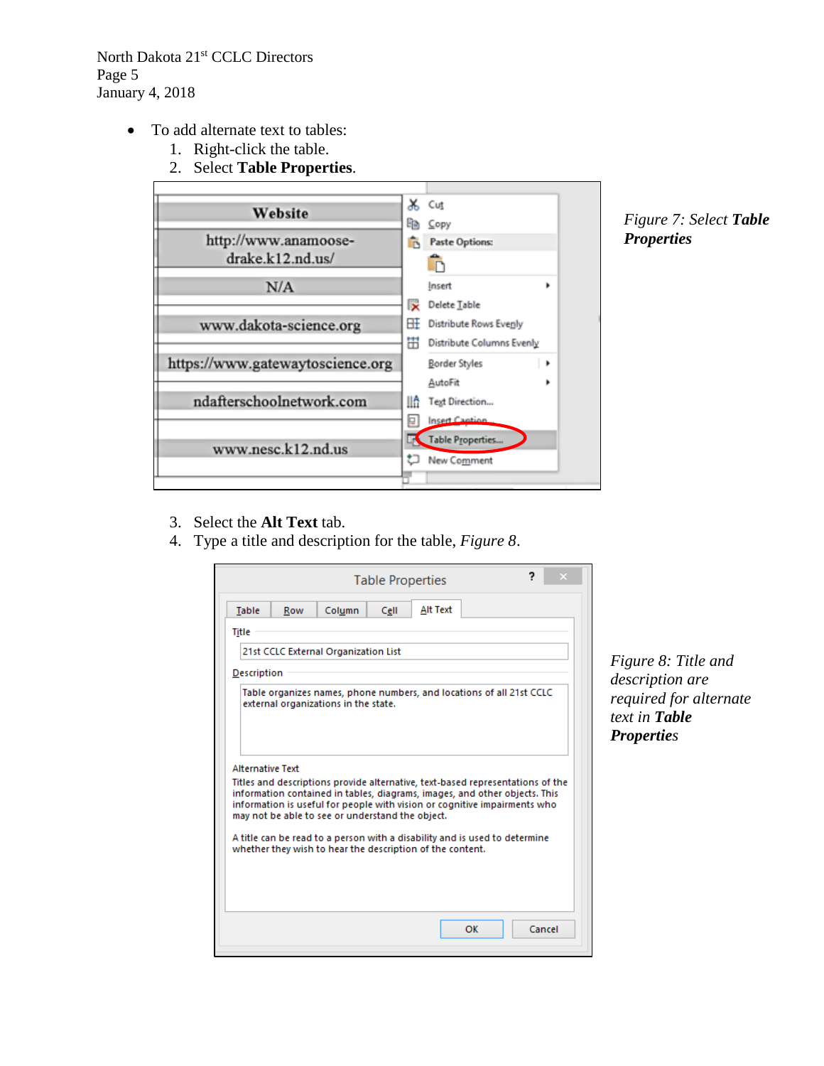- To add alternate text to tables:
  1. Right-click the table.
  2. Select **Table Properties**.

*Figure 7: Select* ***Table Properties***

  3. Select the **Alt Text** tab.
  4. Type a title and description for the table, *Figure 8*.

*Figure 8: Title and description are required for alternate text in* ***Table Properties***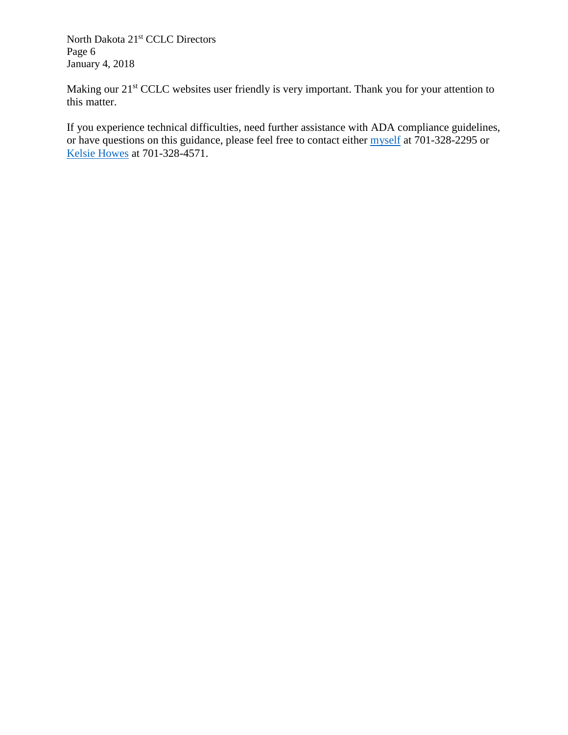Making our 21st CCLC websites user friendly is very important. Thank you for your attention to this matter.

If you experience technical difficulties, need further assistance with ADA compliance guidelines, or have questions on this guidance, please feel free to contact either myself at 701-328-2295 or Kelsie Howes at 701-328-4571.